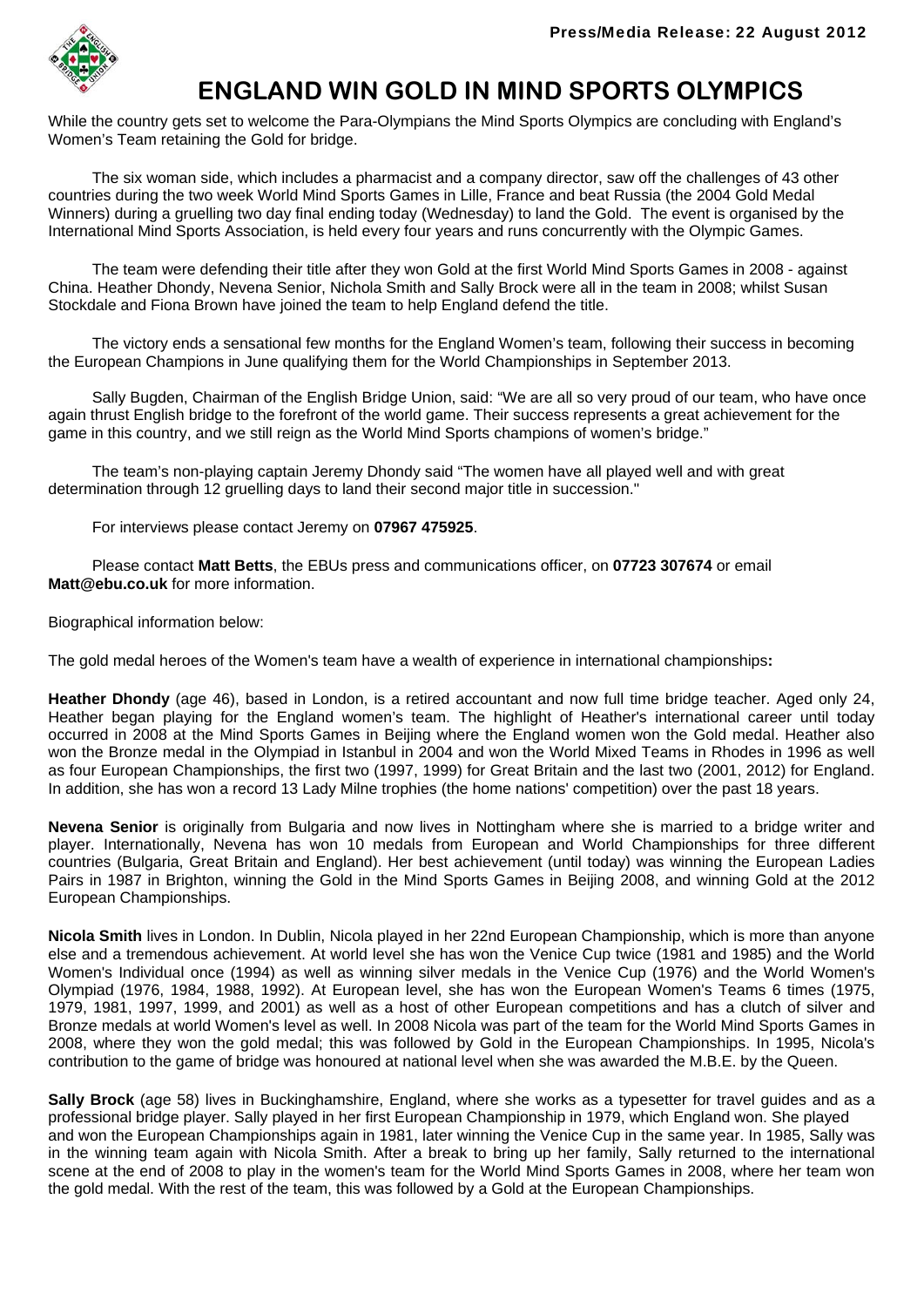Press/Media Release: 22 August 2012

# ENGLAND WIN GOLD IN MIND SPORTS OLYMPICS

While the country gets set to welcome the Para-Olympians the Mind Sports Olympics are concluding with England's Women's Team retaining the Gold for bridge.

The six woman side, which includes a pharmacist and a company director, saw off the challenges of 43 other countries during the two week World Mind Sports Games in Lille, France and beat Russia (the 2004 Gold Medal Winners) during a gruelling two day final ending today (Wednesday) to land the Gold. The event is organised by the International Mind Sports Association, is held every four years and runs concurrently with the Olympic Games.

The team were defending their title after they won Gold at the first World Mind Sports Games in 2008 - against China. Heather Dhondy, Nevena Senior, Nichola Smith and Sally Brock were all in the team in 2008; whilst Susan Stockdale and Fiona Brown have joined the team to help England defend the title.

The victory ends a sensational few months for the England Women's team, following their success in becoming the European Champions in June qualifying them for the World Championships in September 2013.

Sally Bugden, Chairman of the English Bridge Union, said: "We are all so very proud of our team, who have once again thrust English bridge to the forefront of the world game. Their success represents a great achievement for the game in this country, and we still reign as the World Mind Sports champions of women's bridge."

The team's non-playing captain Jeremy Dhondy said "The women have all played well and with great determination through 12 gruelling days to land their second major title in succession."

For interviews please contact Jeremy on **07967 475925**.

Please contact **Matt Betts**, the EBUs press and communications officer, on **07723 307674** or email **Matt@ebu.co.uk** for more information.

Biographical information below:

The gold medal heroes of the Women's team have a wealth of experience in international championships**:**

**Heather Dhondy** (age 46), based in London, is a retired accountant and now full time bridge teacher. Aged only 24, Heather began playing for the England women's team. The highlight of Heather's international career until today occurred in 2008 at the Mind Sports Games in Beijing where the England women won the Gold medal. Heather also won the Bronze medal in the Olympiad in Istanbul in 2004 and won the World Mixed Teams in Rhodes in 1996 as well as four European Championships, the first two (1997, 1999) for Great Britain and the last two (2001, 2012) for England. In addition, she has won a record 13 Lady Milne trophies (the home nations' competition) over the past 18 years.

**Nevena Senior** is originally from Bulgaria and now lives in Nottingham where she is married to a bridge writer and player. Internationally, Nevena has won 10 medals from European and World Championships for three different countries (Bulgaria, Great Britain and England). Her best achievement (until today) was winning the European Ladies Pairs in 1987 in Brighton, winning the Gold in the Mind Sports Games in Beijing 2008, and winning Gold at the 2012 European Championships.

**Nicola Smith** lives in London. In Dublin, Nicola played in her 22nd European Championship, which is more than anyone else and a tremendous achievement. At world level she has won the Venice Cup twice (1981 and 1985) and the World Women's Individual once (1994) as well as winning silver medals in the Venice Cup (1976) and the World Women's Olympiad (1976, 1984, 1988, 1992). At European level, she has won the European Women's Teams 6 times (1975, 1979, 1981, 1997, 1999, and 2001) as well as a host of other European competitions and has a clutch of silver and Bronze medals at world Women's level as well. In 2008 Nicola was part of the team for the World Mind Sports Games in 2008, where they won the gold medal; this was followed by Gold in the European Championships. In 1995, Nicola's contribution to the game of bridge was honoured at national level when she was awarded the M.B.E. by the Queen.

**Sally Brock** (age 58) lives in Buckinghamshire, England, where she works as a typesetter for travel guides and as a professional bridge player. Sally played in her first European Championship in 1979, which England won. She played and won the European Championships again in 1981, later winning the Venice Cup in the same year. In 1985, Sally was in the winning team again with Nicola Smith. After a break to bring up her family, Sally returned to the international scene at the end of 2008 to play in the women's team for the World Mind Sports Games in 2008, where her team won the gold medal. With the rest of the team, this was followed by a Gold at the European Championships.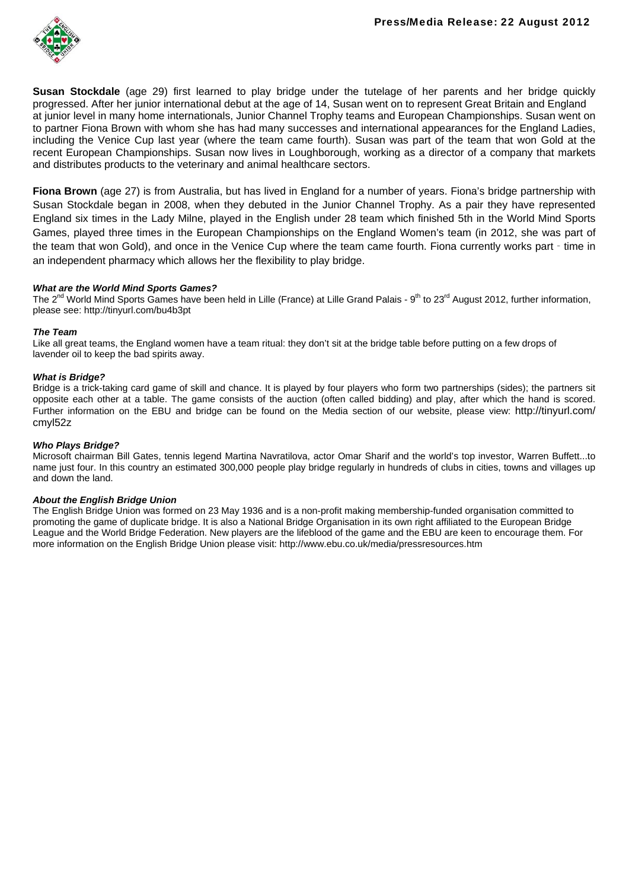**Susan Stockdale** (age 29) first learned to play bridge under the tutelage of her parents and her bridge quickly progressed. After her junior international debut at the age of 14, Susan went on to represent Great Britain and England at junior level in many home internationals, Junior Channel Trophy teams and European Championships. Susan went on to partner Fiona Brown with whom she has had many successes and international appearances for the England Ladies, including the Venice Cup last year (where the team came fourth). Susan was part of the team that won Gold at the recent European Championships. Susan now lives in Loughborough, working as a director of a company that markets and distributes products to the veterinary and animal healthcare sectors.

**Fiona Brown** (age 27) is from Australia, but has lived in England for a number of years. Fiona's bridge partnership with Susan Stockdale began in 2008, when they debuted in the Junior Channel Trophy. As a pair they have represented England six times in the Lady Milne, played in the English under 28 team which finished 5th in the World Mind Sports Games, played three times in the European Championships on the England Women's team (in 2012, she was part of the team that won Gold), and once in the Venice Cup where the team came fourth. Fiona currently works part‐time in an independent pharmacy which allows her the flexibility to play bridge.

***What are the World Mind Sports Games?***

The 2nd World Mind Sports Games have been held in Lille (France) at Lille Grand Palais - 9th to 23rd August 2012, further information, please see: http://tinyurl.com/bu4b3pt

***The Team***

Like all great teams, the England women have a team ritual: they don't sit at the bridge table before putting on a few drops of lavender oil to keep the bad spirits away.

***What is Bridge?***

Bridge is a trick-taking card game of skill and chance. It is played by four players who form two partnerships (sides); the partners sit opposite each other at a table. The game consists of the auction (often called bidding) and play, after which the hand is scored. Further information on the EBU and bridge can be found on the Media section of our website, please view: http://tinyurl.com/cmyl52z

***Who Plays Bridge?***

Microsoft chairman Bill Gates, tennis legend Martina Navratilova, actor Omar Sharif and the world's top investor, Warren Buffett...to name just four. In this country an estimated 300,000 people play bridge regularly in hundreds of clubs in cities, towns and villages up and down the land.

***About the English Bridge Union***

The English Bridge Union was formed on 23 May 1936 and is a non-profit making membership-funded organisation committed to promoting the game of duplicate bridge. It is also a National Bridge Organisation in its own right affiliated to the European Bridge League and the World Bridge Federation. New players are the lifeblood of the game and the EBU are keen to encourage them. For more information on the English Bridge Union please visit: http://www.ebu.co.uk/media/pressresources.htm